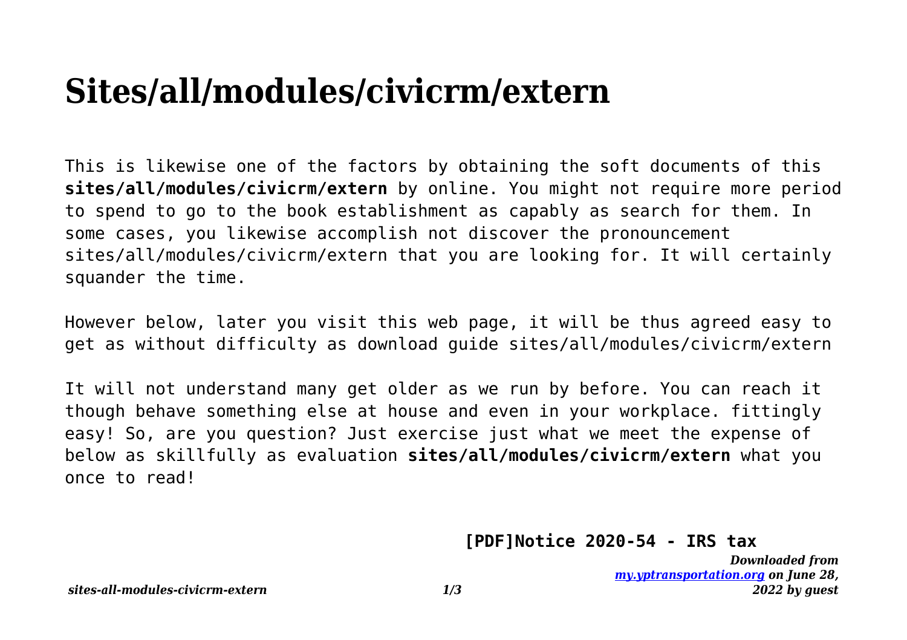# Sites/all/modules/civicrm/extern

This is likewise one of the factors by obtaining the soft documents of this **sites/all/modules/civicrm/extern** by online. You might not require more period to spend to go to the book establishment as capably as search for them. In some cases, you likewise accomplish not discover the pronouncement sites/all/modules/civicrm/extern that you are looking for. It will certainly squander the time.

However below, later you visit this web page, it will be thus agreed easy to get as without difficulty as download guide sites/all/modules/civicrm/extern

It will not understand many get older as we run by before. You can reach it though behave something else at house and even in your workplace. fittingly easy! So, are you question? Just exercise just what we meet the expense of below as skillfully as evaluation **sites/all/modules/civicrm/extern** what you once to read!

**[PDF]Notice 2020-54 - IRS tax**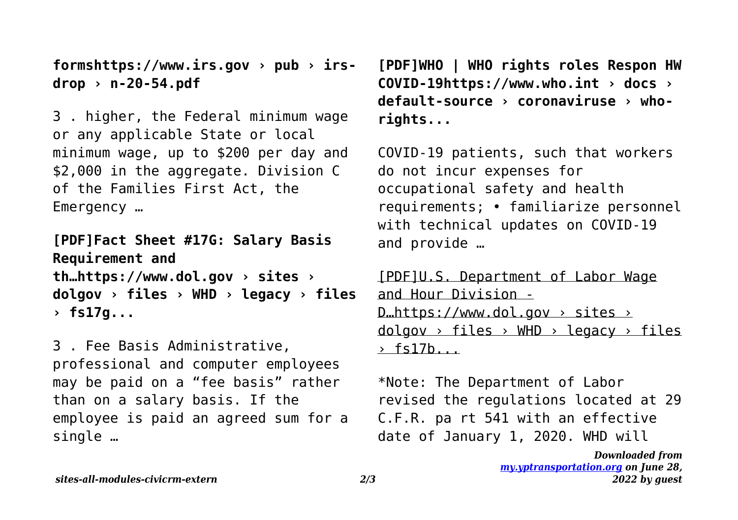**formshttps://www.irs.gov › pub › irs-drop › n-20-54.pdf**

3 . higher, the Federal minimum wage or any applicable State or local minimum wage, up to $200 per day and $2,000 in the aggregate. Division C of the Families First Act, the Emergency …

**[PDF]Fact Sheet #17G: Salary Basis Requirement and th…https://www.dol.gov › sites › dolgov › files › WHD › legacy › files › fs17g...**

3 . Fee Basis Administrative, professional and computer employees may be paid on a "fee basis" rather than on a salary basis. If the employee is paid an agreed sum for a single …

**[PDF]WHO | WHO rights roles Respon HW COVID-19https://www.who.int › docs › default-source › coronaviruse › who-rights...**

COVID-19 patients, such that workers do not incur expenses for occupational safety and health requirements; • familiarize personnel with technical updates on COVID-19 and provide …

[PDF]U.S. Department of Labor Wage and Hour Division - D…https://www.dol.gov › sites › dolgov › files › WHD › legacy › files › fs17b...

*Note: The Department of Labor revised the regulations located at 29 C.F.R. pa rt 541 with an effective date of January 1, 2020. WHD will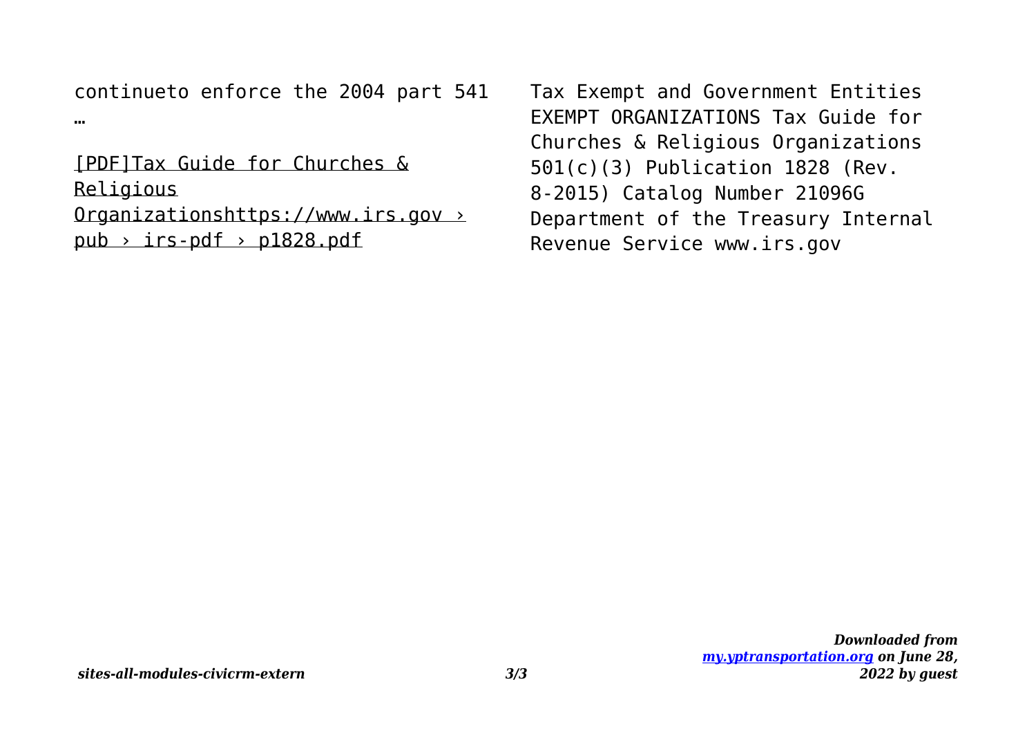continueto enforce the 2004 part 541 …

[PDF]Tax Guide for Churches & Religious Organizationshttps://www.irs.gov › pub › irs-pdf › p1828.pdf

Tax Exempt and Government Entities EXEMPT ORGANIZATIONS Tax Guide for Churches & Religious Organizations 501(c)(3) Publication 1828 (Rev. 8-2015) Catalog Number 21096G Department of the Treasury Internal Revenue Service www.irs.gov